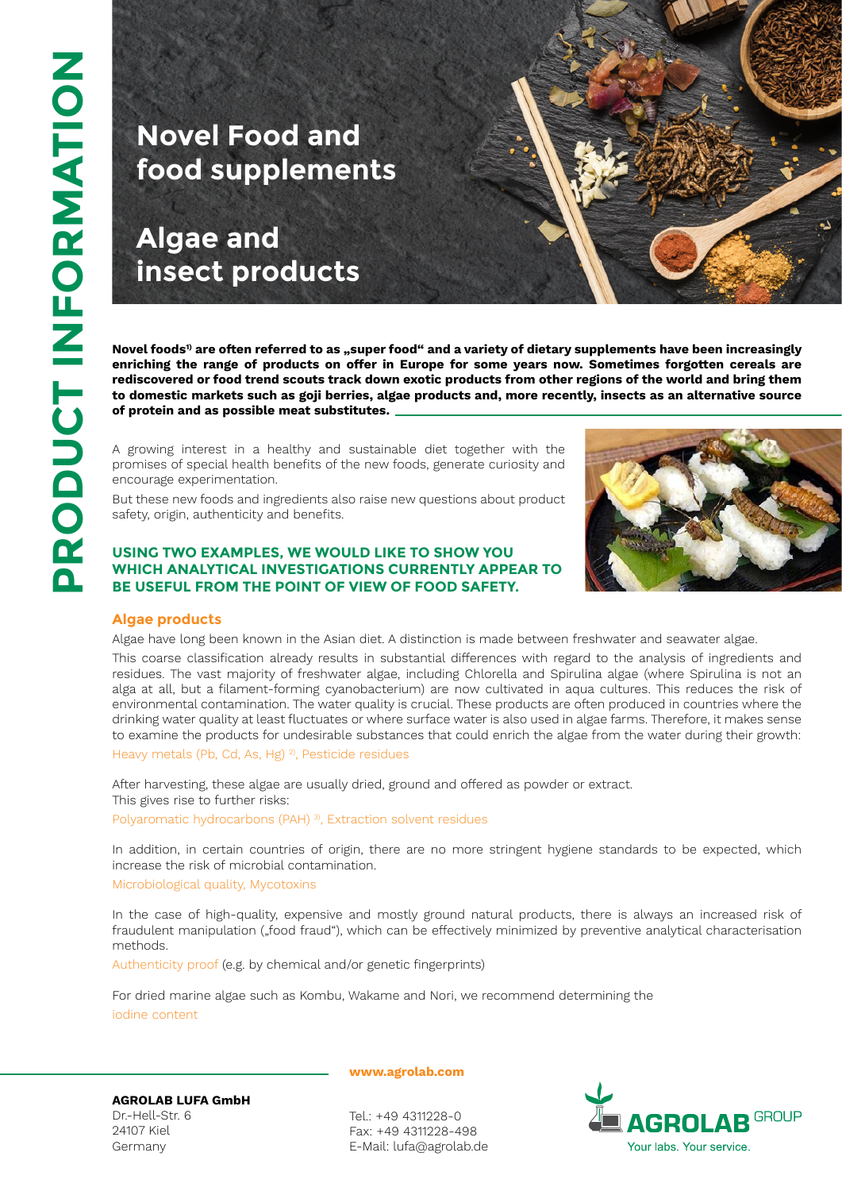# PRODUCT INFORMATION

# Novel Food and food supplements

## Algae and insect products

**Novel foods[1] are often referred to as „super food" and a variety of dietary supplements have been increasingly enriching the range of products on offer in Europe for some years now. Sometimes forgotten cereals are rediscovered or food trend scouts track down exotic products from other regions of the world and bring them to domestic markets such as goji berries, algae products and, more recently, insects as an alternative source of protein and as possible meat substitutes.**

A growing interest in a healthy and sustainable diet together with the promises of special health benefits of the new foods, generate curiosity and encourage experimentation.

But these new foods and ingredients also raise new questions about product safety, origin, authenticity and benefits.

**USING TWO EXAMPLES, WE WOULD LIKE TO SHOW YOU WHICH ANALYTICAL INVESTIGATIONS CURRENTLY APPEAR TO BE USEFUL FROM THE POINT OF VIEW OF FOOD SAFETY.**

### Algae products

Algae have long been known in the Asian diet. A distinction is made between freshwater and seawater algae.

This coarse classification already results in substantial differences with regard to the analysis of ingredients and residues. The vast majority of freshwater algae, including Chlorella and Spirulina algae (where Spirulina is not an alga at all, but a filament-forming cyanobacterium) are now cultivated in aqua cultures. This reduces the risk of environmental contamination. The water quality is crucial. These products are often produced in countries where the drinking water quality at least fluctuates or where surface water is also used in algae farms. Therefore, it makes sense to examine the products for undesirable substances that could enrich the algae from the water during their growth:

Heavy metals (Pb, Cd, As, Hg) [2], Pesticide residues

After harvesting, these algae are usually dried, ground and offered as powder or extract.
This gives rise to further risks:

Polyaromatic hydrocarbons (PAH) [3], Extraction solvent residues

In addition, in certain countries of origin, there are no more stringent hygiene standards to be expected, which increase the risk of microbial contamination.

Microbiological quality, Mycotoxins

In the case of high-quality, expensive and mostly ground natural products, there is always an increased risk of fraudulent manipulation („food fraud"), which can be effectively minimized by preventive analytical characterisation methods.

Authenticity proof (e.g. by chemical and/or genetic fingerprints)

For dried marine algae such as Kombu, Wakame and Nori, we recommend determining the
iodine content

**AGROLAB LUFA GmbH**
Dr.-Hell-Str. 6
24107 Kiel
Germany

**www.agrolab.com**

Tel.: +49 4311228-0
Fax: +49 4311228-498
E-Mail: lufa@agrolab.de

AGROLAB GROUP
Your labs. Your service.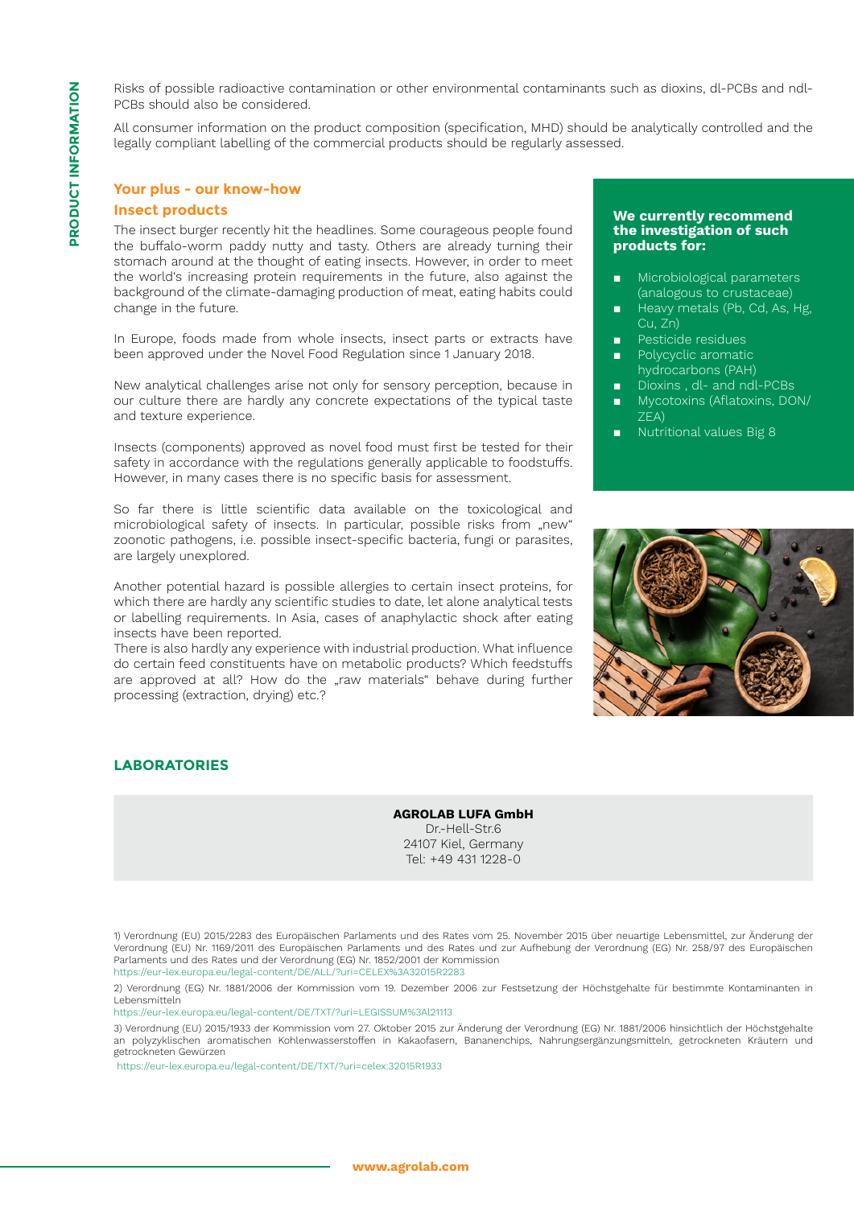Risks of possible radioactive contamination or other environmental contaminants such as dioxins, dl-PCBs and ndl-PCBs should also be considered.

All consumer information on the product composition (specification, MHD) should be analytically controlled and the legally compliant labelling of the commercial products should be regularly assessed.

## Your plus - our know-how

### Insect products

The insect burger recently hit the headlines. Some courageous people found the buffalo-worm paddy nutty and tasty. Others are already turning their stomach around at the thought of eating insects. However, in order to meet the world's increasing protein requirements in the future, also against the background of the climate-damaging production of meat, eating habits could change in the future.

In Europe, foods made from whole insects, insect parts or extracts have been approved under the Novel Food Regulation since 1 January 2018.

New analytical challenges arise not only for sensory perception, because in our culture there are hardly any concrete expectations of the typical taste and texture experience.

Insects (components) approved as novel food must first be tested for their safety in accordance with the regulations generally applicable to foodstuffs. However, in many cases there is no specific basis for assessment.

So far there is little scientific data available on the toxicological and microbiological safety of insects. In particular, possible risks from „new" zoonotic pathogens, i.e. possible insect-specific bacteria, fungi or parasites, are largely unexplored.

Another potential hazard is possible allergies to certain insect proteins, for which there are hardly any scientific studies to date, let alone analytical tests or labelling requirements. In Asia, cases of anaphylactic shock after eating insects have been reported.
There is also hardly any experience with industrial production. What influence do certain feed constituents have on metabolic products? Which feedstuffs are approved at all? How do the „raw materials" behave during further processing (extraction, drying) etc.?

**We currently recommend the investigation of such products for:**

- Microbiological parameters (analogous to crustaceae)
- Heavy metals (Pb, Cd, As, Hg, Cu, Zn)
- Pesticide residues
- Polycyclic aromatic hydrocarbons (PAH)
- Dioxins , dl- and ndl-PCBs
- Mycotoxins (Aflatoxins, DON/ ZEA)
- Nutritional values Big 8

## LABORATORIES

**AGROLAB LUFA GmbH**
Dr.-Hell-Str.6
24107 Kiel, Germany
Tel: +49 431 1228-0

1) Verordnung (EU) 2015/2283 des Europäischen Parlaments und des Rates vom 25. November 2015 über neuartige Lebensmittel, zur Änderung der Verordnung (EU) Nr. 1169/2011 des Europäischen Parlaments und des Rates und zur Aufhebung der Verordnung (EG) Nr. 258/97 des Europäischen Parlaments und des Rates und der Verordnung (EG) Nr. 1852/2001 der Kommission
https://eur-lex.europa.eu/legal-content/DE/ALL/?uri=CELEX%3A32015R2283

2) Verordnung (EG) Nr. 1881/2006 der Kommission vom 19. Dezember 2006 zur Festsetzung der Höchstgehalte für bestimmte Kontaminanten in Lebensmitteln
https://eur-lex.europa.eu/legal-content/DE/TXT/?uri=LEGISSUM%3Al21113

3) Verordnung (EU) 2015/1933 der Kommission vom 27. Oktober 2015 zur Änderung der Verordnung (EG) Nr. 1881/2006 hinsichtlich der Höchstgehalte an polyzyklischen aromatischen Kohlenwasserstoffen in Kakaofasern, Bananenchips, Nahrungsergänzungsmitteln, getrockneten Kräutern und getrockneten Gewürzen
https://eur-lex.europa.eu/legal-content/DE/TXT/?uri=celex:32015R1933